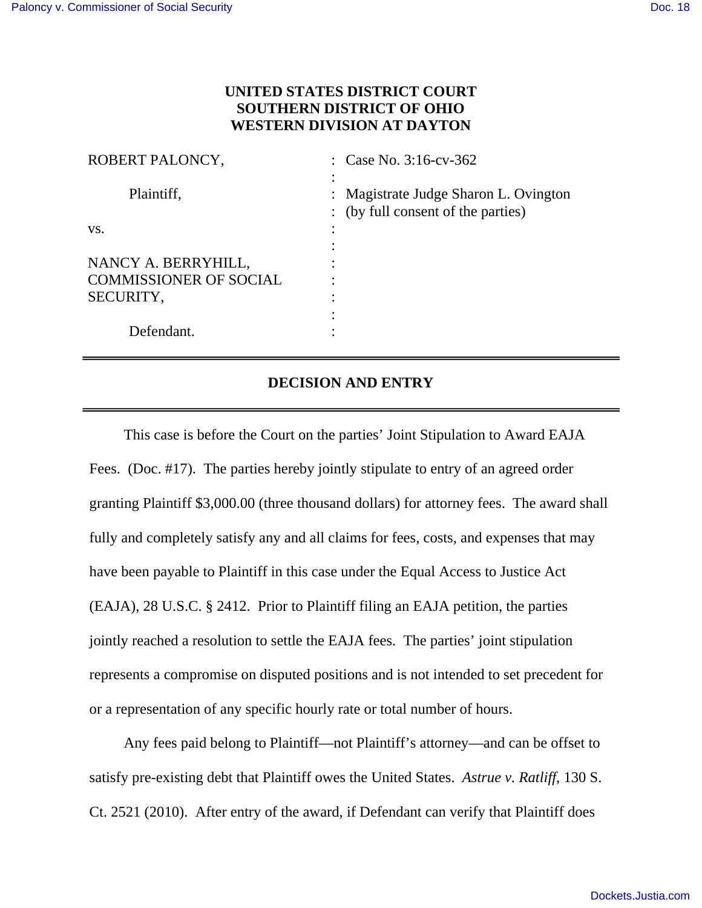**UNITED STATES DISTRICT COURT**
**SOUTHERN DISTRICT OF OHIO**
**WESTERN DIVISION AT DAYTON**

| | | |
|---|---|---|
| ROBERT PALONCY, | : | Case No. 3:16-cv-362 |
| | : | |
| Plaintiff, | : | Magistrate Judge Sharon L. Ovington |
| | : | (by full consent of the parties) |
| vs. | : | |
| | : | |
| NANCY A. BERRYHILL, COMMISSIONER OF SOCIAL SECURITY, | : | |
| | : | |
| Defendant. | : | |

## DECISION AND ENTRY

This case is before the Court on the parties' Joint Stipulation to Award EAJA Fees. (Doc. #17). The parties hereby jointly stipulate to entry of an agreed order granting Plaintiff $3,000.00 (three thousand dollars) for attorney fees. The award shall fully and completely satisfy any and all claims for fees, costs, and expenses that may have been payable to Plaintiff in this case under the Equal Access to Justice Act (EAJA), 28 U.S.C. § 2412. Prior to Plaintiff filing an EAJA petition, the parties jointly reached a resolution to settle the EAJA fees. The parties' joint stipulation represents a compromise on disputed positions and is not intended to set precedent for or a representation of any specific hourly rate or total number of hours.

Any fees paid belong to Plaintiff—not Plaintiff's attorney—and can be offset to satisfy pre-existing debt that Plaintiff owes the United States. *Astrue v. Ratliff*, 130 S. Ct. 2521 (2010). After entry of the award, if Defendant can verify that Plaintiff does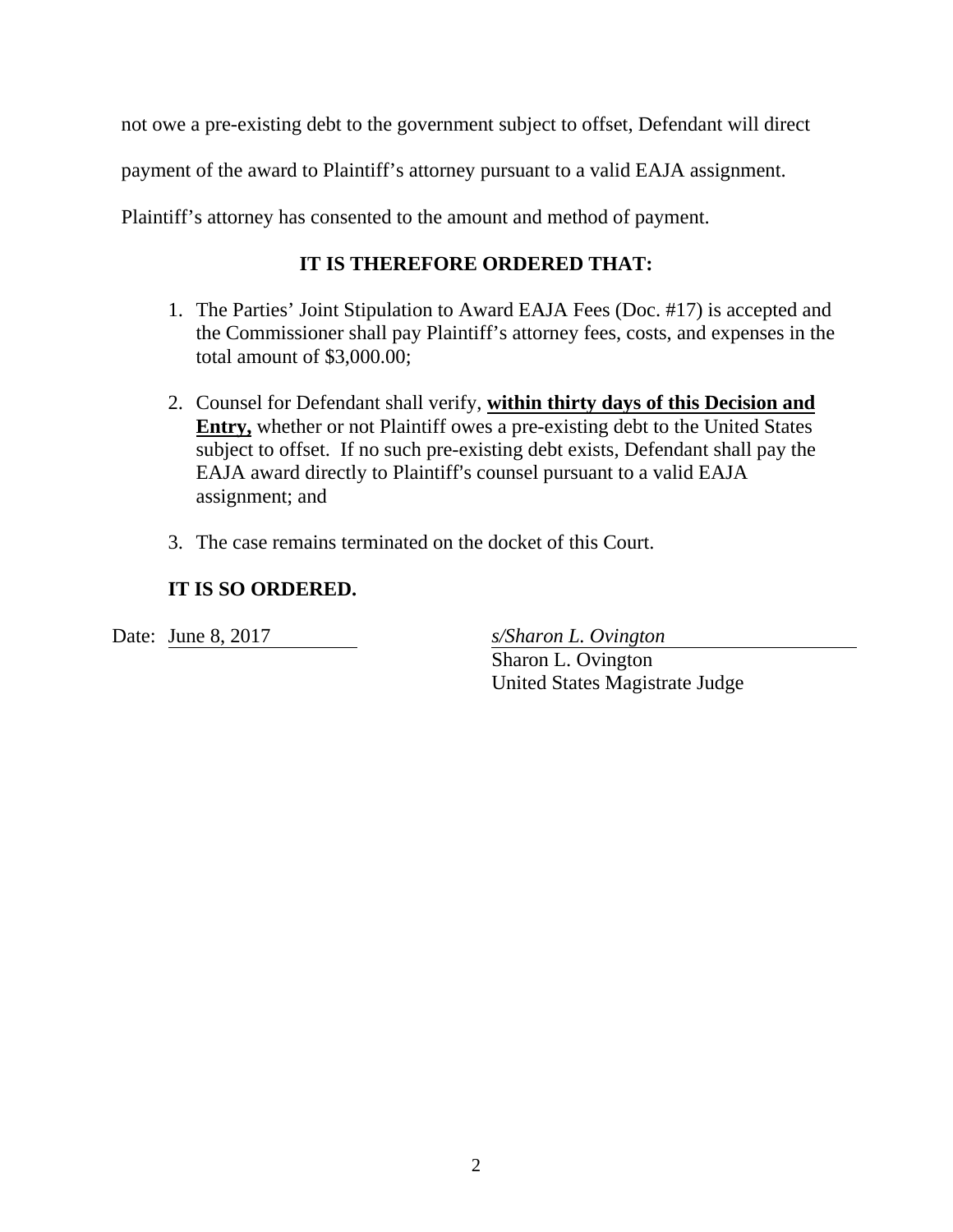not owe a pre-existing debt to the government subject to offset, Defendant will direct payment of the award to Plaintiff's attorney pursuant to a valid EAJA assignment. Plaintiff's attorney has consented to the amount and method of payment.

**IT IS THEREFORE ORDERED THAT:**

1. The Parties' Joint Stipulation to Award EAJA Fees (Doc. #17) is accepted and the Commissioner shall pay Plaintiff's attorney fees, costs, and expenses in the total amount of $3,000.00;

2. Counsel for Defendant shall verify, **within thirty days of this Decision and Entry,** whether or not Plaintiff owes a pre-existing debt to the United States subject to offset. If no such pre-existing debt exists, Defendant shall pay the EAJA award directly to Plaintiff's counsel pursuant to a valid EAJA assignment; and

3. The case remains terminated on the docket of this Court.

**IT IS SO ORDERED.**

Date: June 8, 2017

*s/Sharon L. Ovington*
Sharon L. Ovington
United States Magistrate Judge